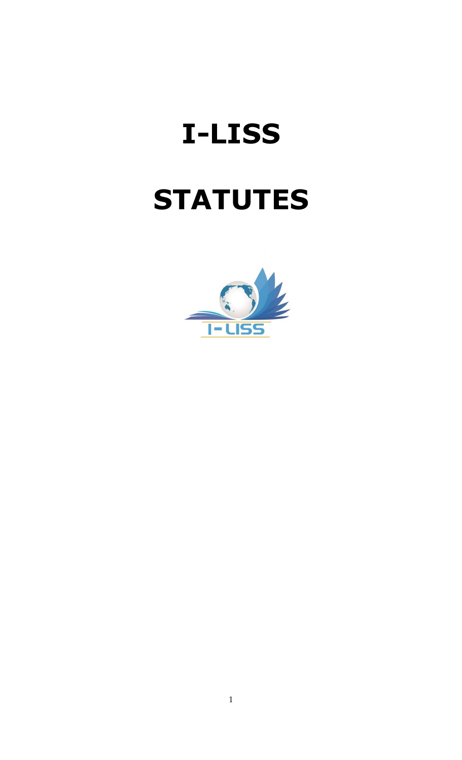# I-LISS

# STATUTES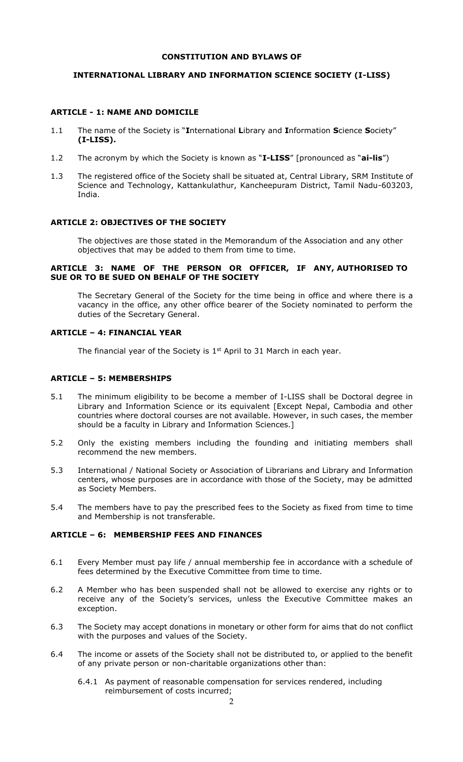**CONSTITUTION AND BYLAWS OF**

**INTERNATIONAL LIBRARY AND INFORMATION SCIENCE SOCIETY (I-LISS)**

### ARTICLE - 1: NAME AND DOMICILE

1.1 The name of the Society is "**I**nternational **L**ibrary and **I**nformation **S**cience **S**ociety" **(I-LISS).**

1.2 The acronym by which the Society is known as "**I-LISS**" [pronounced as "**ai-lis**")

1.3 The registered office of the Society shall be situated at, Central Library, SRM Institute of Science and Technology, Kattankulathur, Kancheepuram District, Tamil Nadu-603203, India.

### ARTICLE 2: OBJECTIVES OF THE SOCIETY

The objectives are those stated in the Memorandum of the Association and any other objectives that may be added to them from time to time.

### ARTICLE 3: NAME OF THE PERSON OR OFFICER, IF ANY, AUTHORISED TO SUE OR TO BE SUED ON BEHALF OF THE SOCIETY

The Secretary General of the Society for the time being in office and where there is a vacancy in the office, any other office bearer of the Society nominated to perform the duties of the Secretary General.

### ARTICLE – 4: FINANCIAL YEAR

The financial year of the Society is 1st April to 31 March in each year.

### ARTICLE – 5: MEMBERSHIPS

5.1 The minimum eligibility to be become a member of I-LISS shall be Doctoral degree in Library and Information Science or its equivalent [Except Nepal, Cambodia and other countries where doctoral courses are not available. However, in such cases, the member should be a faculty in Library and Information Sciences.]

5.2 Only the existing members including the founding and initiating members shall recommend the new members.

5.3 International / National Society or Association of Librarians and Library and Information centers, whose purposes are in accordance with those of the Society, may be admitted as Society Members.

5.4 The members have to pay the prescribed fees to the Society as fixed from time to time and Membership is not transferable.

### ARTICLE – 6: MEMBERSHIP FEES AND FINANCES

6.1 Every Member must pay life / annual membership fee in accordance with a schedule of fees determined by the Executive Committee from time to time.

6.2 A Member who has been suspended shall not be allowed to exercise any rights or to receive any of the Society's services, unless the Executive Committee makes an exception.

6.3 The Society may accept donations in monetary or other form for aims that do not conflict with the purposes and values of the Society.

6.4 The income or assets of the Society shall not be distributed to, or applied to the benefit of any private person or non-charitable organizations other than:

6.4.1 As payment of reasonable compensation for services rendered, including reimbursement of costs incurred;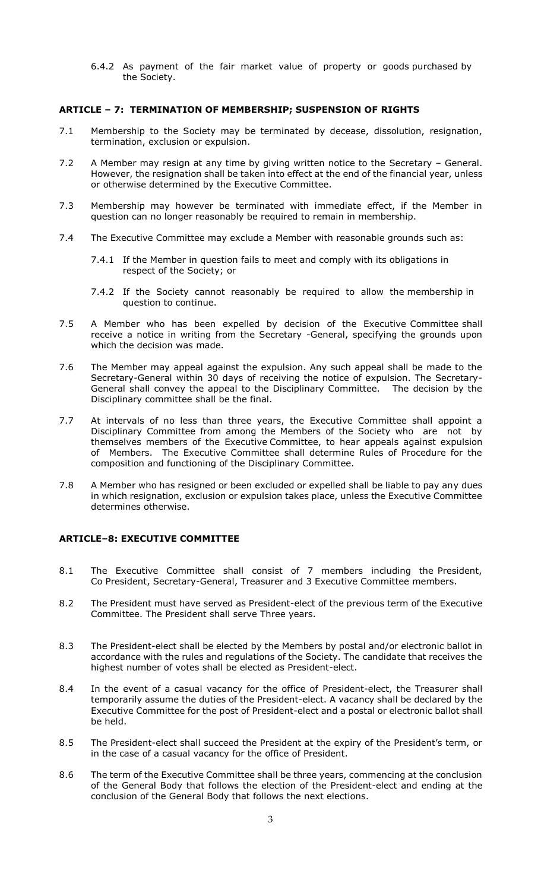6.4.2 As payment of the fair market value of property or goods purchased by the Society.

### ARTICLE – 7: TERMINATION OF MEMBERSHIP; SUSPENSION OF RIGHTS

7.1 Membership to the Society may be terminated by decease, dissolution, resignation, termination, exclusion or expulsion.

7.2 A Member may resign at any time by giving written notice to the Secretary – General. However, the resignation shall be taken into effect at the end of the financial year, unless or otherwise determined by the Executive Committee.

7.3 Membership may however be terminated with immediate effect, if the Member in question can no longer reasonably be required to remain in membership.

7.4 The Executive Committee may exclude a Member with reasonable grounds such as:

7.4.1 If the Member in question fails to meet and comply with its obligations in respect of the Society; or

7.4.2 If the Society cannot reasonably be required to allow the membership in question to continue.

7.5 A Member who has been expelled by decision of the Executive Committee shall receive a notice in writing from the Secretary -General, specifying the grounds upon which the decision was made.

7.6 The Member may appeal against the expulsion. Any such appeal shall be made to the Secretary-General within 30 days of receiving the notice of expulsion. The Secretary-General shall convey the appeal to the Disciplinary Committee. The decision by the Disciplinary committee shall be the final.

7.7 At intervals of no less than three years, the Executive Committee shall appoint a Disciplinary Committee from among the Members of the Society who are not by themselves members of the Executive Committee, to hear appeals against expulsion of Members. The Executive Committee shall determine Rules of Procedure for the composition and functioning of the Disciplinary Committee.

7.8 A Member who has resigned or been excluded or expelled shall be liable to pay any dues in which resignation, exclusion or expulsion takes place, unless the Executive Committee determines otherwise.

### ARTICLE–8: EXECUTIVE COMMITTEE

8.1 The Executive Committee shall consist of 7 members including the President, Co President, Secretary-General, Treasurer and 3 Executive Committee members.

8.2 The President must have served as President-elect of the previous term of the Executive Committee. The President shall serve Three years.

8.3 The President-elect shall be elected by the Members by postal and/or electronic ballot in accordance with the rules and regulations of the Society. The candidate that receives the highest number of votes shall be elected as President-elect.

8.4 In the event of a casual vacancy for the office of President-elect, the Treasurer shall temporarily assume the duties of the President-elect. A vacancy shall be declared by the Executive Committee for the post of President-elect and a postal or electronic ballot shall be held.

8.5 The President-elect shall succeed the President at the expiry of the President's term, or in the case of a casual vacancy for the office of President.

8.6 The term of the Executive Committee shall be three years, commencing at the conclusion of the General Body that follows the election of the President-elect and ending at the conclusion of the General Body that follows the next elections.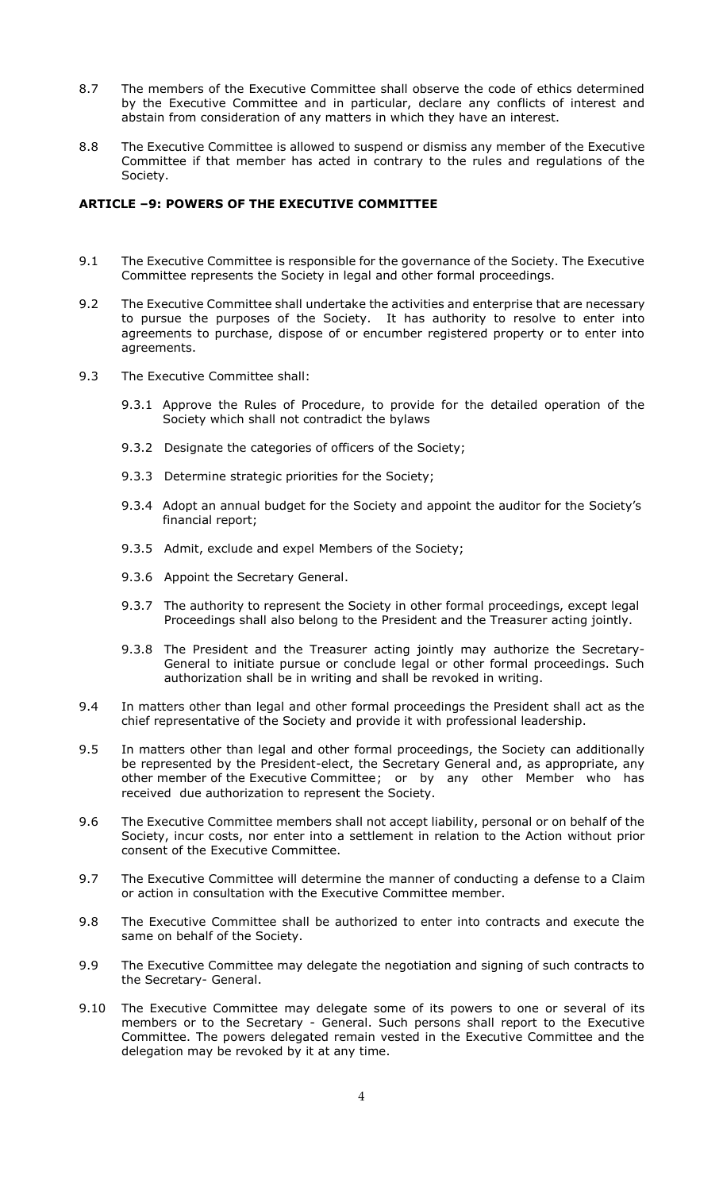8.7 The members of the Executive Committee shall observe the code of ethics determined by the Executive Committee and in particular, declare any conflicts of interest and abstain from consideration of any matters in which they have an interest.

8.8 The Executive Committee is allowed to suspend or dismiss any member of the Executive Committee if that member has acted in contrary to the rules and regulations of the Society.

### ARTICLE –9: POWERS OF THE EXECUTIVE COMMITTEE

9.1 The Executive Committee is responsible for the governance of the Society. The Executive Committee represents the Society in legal and other formal proceedings.

9.2 The Executive Committee shall undertake the activities and enterprise that are necessary to pursue the purposes of the Society. It has authority to resolve to enter into agreements to purchase, dispose of or encumber registered property or to enter into agreements.

9.3 The Executive Committee shall:

- 9.3.1 Approve the Rules of Procedure, to provide for the detailed operation of the Society which shall not contradict the bylaws
- 9.3.2 Designate the categories of officers of the Society;
- 9.3.3 Determine strategic priorities for the Society;
- 9.3.4 Adopt an annual budget for the Society and appoint the auditor for the Society's financial report;
- 9.3.5 Admit, exclude and expel Members of the Society;
- 9.3.6 Appoint the Secretary General.
- 9.3.7 The authority to represent the Society in other formal proceedings, except legal Proceedings shall also belong to the President and the Treasurer acting jointly.
- 9.3.8 The President and the Treasurer acting jointly may authorize the Secretary-General to initiate pursue or conclude legal or other formal proceedings. Such authorization shall be in writing and shall be revoked in writing.

9.4 In matters other than legal and other formal proceedings the President shall act as the chief representative of the Society and provide it with professional leadership.

9.5 In matters other than legal and other formal proceedings, the Society can additionally be represented by the President-elect, the Secretary General and, as appropriate, any other member of the Executive Committee; or by any other Member who has received due authorization to represent the Society.

9.6 The Executive Committee members shall not accept liability, personal or on behalf of the Society, incur costs, nor enter into a settlement in relation to the Action without prior consent of the Executive Committee.

9.7 The Executive Committee will determine the manner of conducting a defense to a Claim or action in consultation with the Executive Committee member.

9.8 The Executive Committee shall be authorized to enter into contracts and execute the same on behalf of the Society.

9.9 The Executive Committee may delegate the negotiation and signing of such contracts to the Secretary- General.

9.10 The Executive Committee may delegate some of its powers to one or several of its members or to the Secretary - General. Such persons shall report to the Executive Committee. The powers delegated remain vested in the Executive Committee and the delegation may be revoked by it at any time.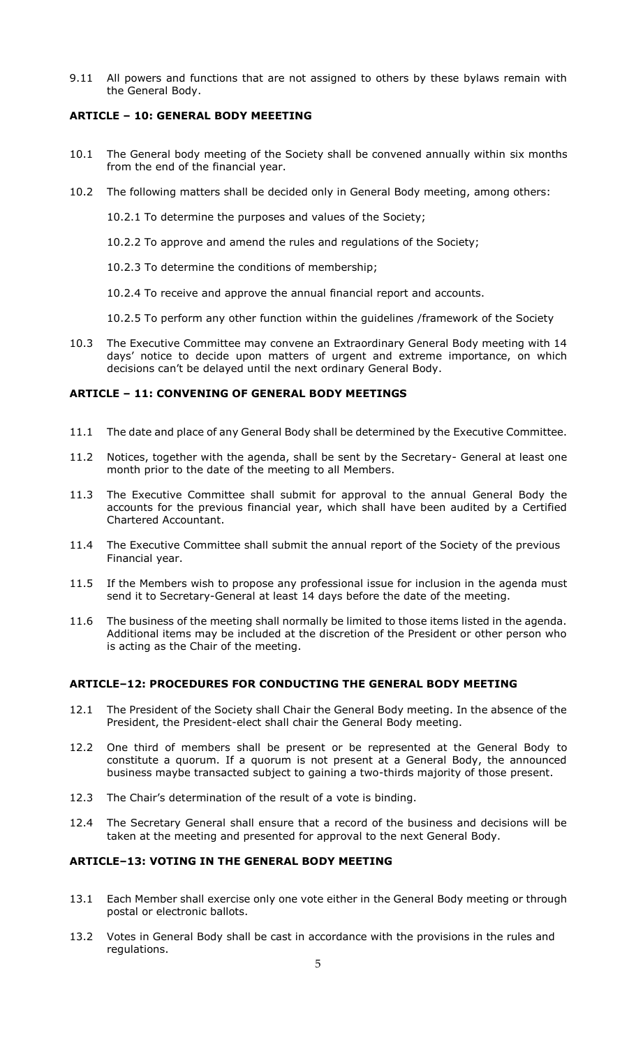9.11 All powers and functions that are not assigned to others by these bylaws remain with the General Body.

### ARTICLE – 10: GENERAL BODY MEEETING

10.1 The General body meeting of the Society shall be convened annually within six months from the end of the financial year.

10.2 The following matters shall be decided only in General Body meeting, among others:

10.2.1 To determine the purposes and values of the Society;

10.2.2 To approve and amend the rules and regulations of the Society;

10.2.3 To determine the conditions of membership;

10.2.4 To receive and approve the annual financial report and accounts.

10.2.5 To perform any other function within the guidelines /framework of the Society

10.3 The Executive Committee may convene an Extraordinary General Body meeting with 14 days' notice to decide upon matters of urgent and extreme importance, on which decisions can't be delayed until the next ordinary General Body.

### ARTICLE – 11: CONVENING OF GENERAL BODY MEETINGS

11.1 The date and place of any General Body shall be determined by the Executive Committee.

11.2 Notices, together with the agenda, shall be sent by the Secretary- General at least one month prior to the date of the meeting to all Members.

11.3 The Executive Committee shall submit for approval to the annual General Body the accounts for the previous financial year, which shall have been audited by a Certified Chartered Accountant.

11.4 The Executive Committee shall submit the annual report of the Society of the previous Financial year.

11.5 If the Members wish to propose any professional issue for inclusion in the agenda must send it to Secretary-General at least 14 days before the date of the meeting.

11.6 The business of the meeting shall normally be limited to those items listed in the agenda. Additional items may be included at the discretion of the President or other person who is acting as the Chair of the meeting.

### ARTICLE–12: PROCEDURES FOR CONDUCTING THE GENERAL BODY MEETING

12.1 The President of the Society shall Chair the General Body meeting. In the absence of the President, the President-elect shall chair the General Body meeting.

12.2 One third of members shall be present or be represented at the General Body to constitute a quorum. If a quorum is not present at a General Body, the announced business maybe transacted subject to gaining a two-thirds majority of those present.

12.3 The Chair's determination of the result of a vote is binding.

12.4 The Secretary General shall ensure that a record of the business and decisions will be taken at the meeting and presented for approval to the next General Body.

### ARTICLE–13: VOTING IN THE GENERAL BODY MEETING

13.1 Each Member shall exercise only one vote either in the General Body meeting or through postal or electronic ballots.

13.2 Votes in General Body shall be cast in accordance with the provisions in the rules and regulations.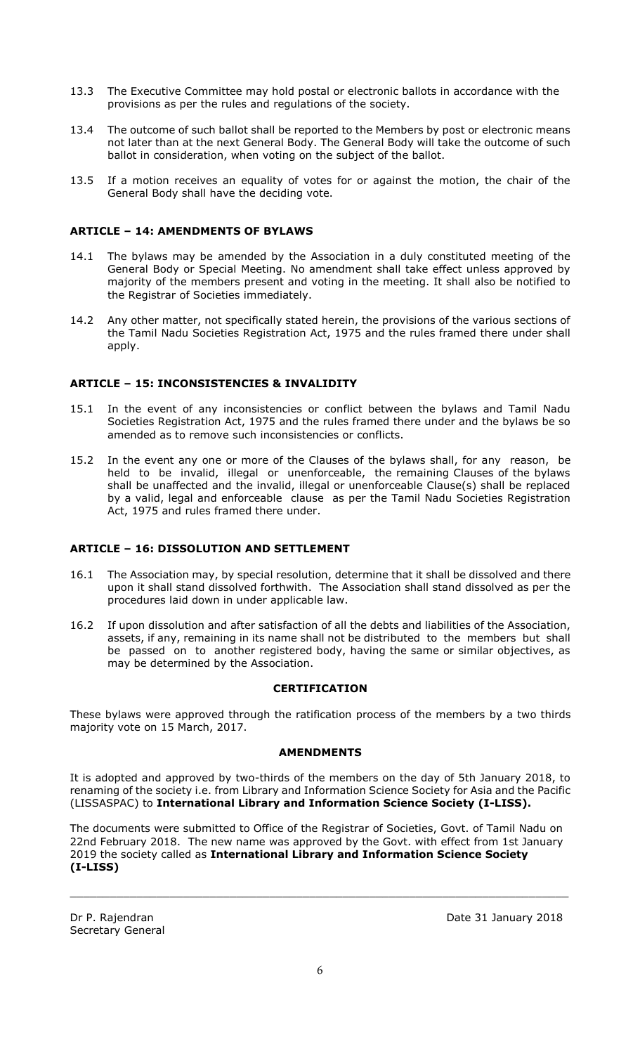13.3 The Executive Committee may hold postal or electronic ballots in accordance with the provisions as per the rules and regulations of the society.

13.4 The outcome of such ballot shall be reported to the Members by post or electronic means not later than at the next General Body. The General Body will take the outcome of such ballot in consideration, when voting on the subject of the ballot.

13.5 If a motion receives an equality of votes for or against the motion, the chair of the General Body shall have the deciding vote.

### ARTICLE – 14: AMENDMENTS OF BYLAWS

14.1 The bylaws may be amended by the Association in a duly constituted meeting of the General Body or Special Meeting. No amendment shall take effect unless approved by majority of the members present and voting in the meeting. It shall also be notified to the Registrar of Societies immediately.

14.2 Any other matter, not specifically stated herein, the provisions of the various sections of the Tamil Nadu Societies Registration Act, 1975 and the rules framed there under shall apply.

### ARTICLE – 15: INCONSISTENCIES & INVALIDITY

15.1 In the event of any inconsistencies or conflict between the bylaws and Tamil Nadu Societies Registration Act, 1975 and the rules framed there under and the bylaws be so amended as to remove such inconsistencies or conflicts.

15.2 In the event any one or more of the Clauses of the bylaws shall, for any reason, be held to be invalid, illegal or unenforceable, the remaining Clauses of the bylaws shall be unaffected and the invalid, illegal or unenforceable Clause(s) shall be replaced by a valid, legal and enforceable clause as per the Tamil Nadu Societies Registration Act, 1975 and rules framed there under.

### ARTICLE – 16: DISSOLUTION AND SETTLEMENT

16.1 The Association may, by special resolution, determine that it shall be dissolved and there upon it shall stand dissolved forthwith. The Association shall stand dissolved as per the procedures laid down in under applicable law.

16.2 If upon dissolution and after satisfaction of all the debts and liabilities of the Association, assets, if any, remaining in its name shall not be distributed to the members but shall be passed on to another registered body, having the same or similar objectives, as may be determined by the Association.

### CERTIFICATION

These bylaws were approved through the ratification process of the members by a two thirds majority vote on 15 March, 2017.

### AMENDMENTS

It is adopted and approved by two-thirds of the members on the day of 5th January 2018, to renaming of the society i.e. from Library and Information Science Society for Asia and the Pacific (LISSASPAC) to **International Library and Information Science Society (I-LISS).**

The documents were submitted to Office of the Registrar of Societies, Govt. of Tamil Nadu on 22nd February 2018. The new name was approved by the Govt. with effect from 1st January 2019 the society called as **International Library and Information Science Society (I-LISS)**

---

Dr P. Rajendran
Secretary General

Date 31 January 2018